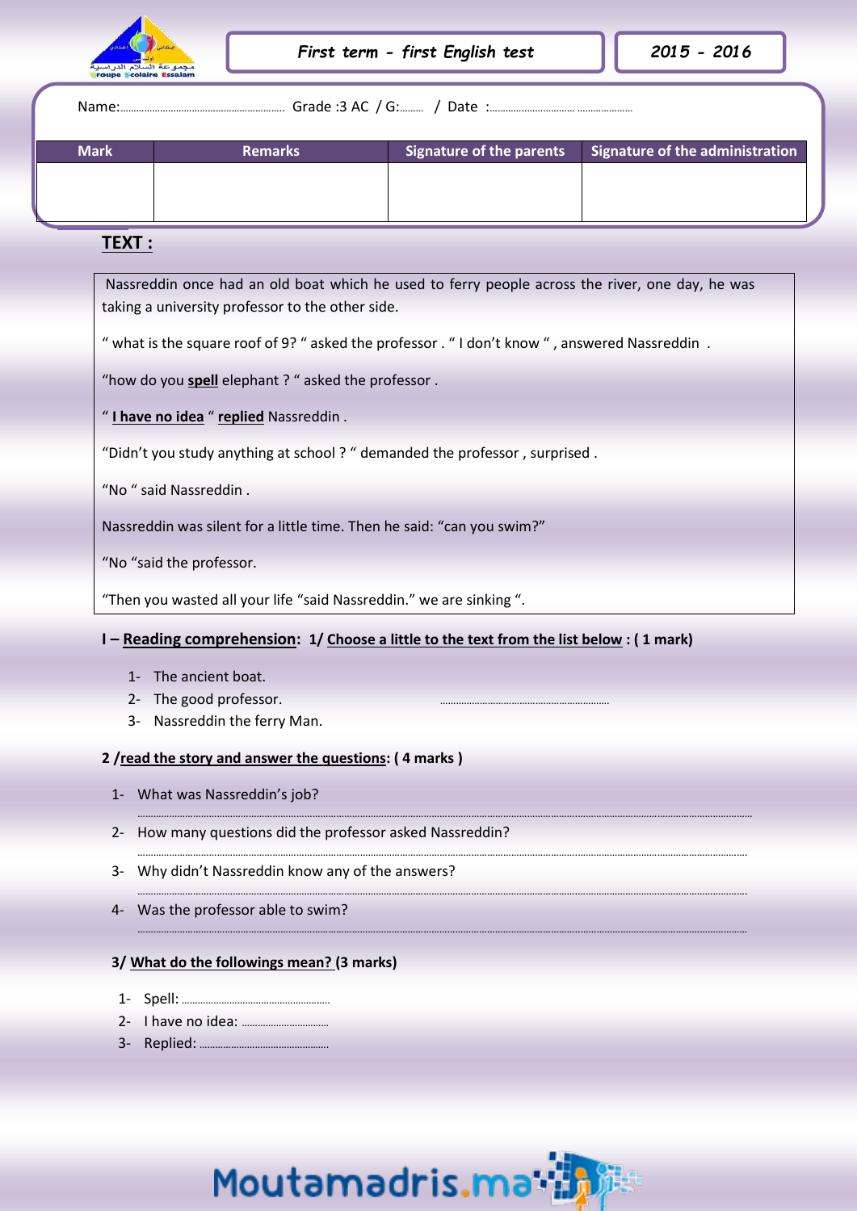First term - first English test | 2015 - 2016

Name:.............................................................. Grade :3 AC / G:......... / Date :................................ .....................

| Mark | Remarks | Signature of the parents | Signature of the administration |
|---|---|---|---|
| | | | |

## TEXT :

Nassreddin once had an old boat which he used to ferry people across the river, one day, he was taking a university professor to the other side.

" what is the square roof of 9? " asked the professor . " I don't know " , answered Nassreddin .

"how do you **spell** elephant ? " asked the professor .

" **I have no idea** " **replied** Nassreddin .

"Didn't you study anything at school ? " demanded the professor , surprised .

"No " said Nassreddin .

Nassreddin was silent for a little time. Then he said: "can you swim?"

"No "said the professor.

"Then you wasted all your life "said Nassreddin." we are sinking ".

**I – Reading comprehension: 1/ Choose a little to the text from the list below : ( 1 mark)**

1- The ancient boat.
2- The good professor. ................................................................
3- Nassreddin the ferry Man.

**2 /read the story and answer the questions: ( 4 marks )**

1- What was Nassreddin's job?
..........................................................................................................................................................................................
2- How many questions did the professor asked Nassreddin?
..........................................................................................................................................................................................
3- Why didn't Nassreddin know any of the answers?
..........................................................................................................................................................................................
4- Was the professor able to swim?
..........................................................................................................................................................................................

**3/ What do the followings mean? (3 marks)**

1- Spell: .......................................................
2- I have no idea: ................................
3- Replied: ................................................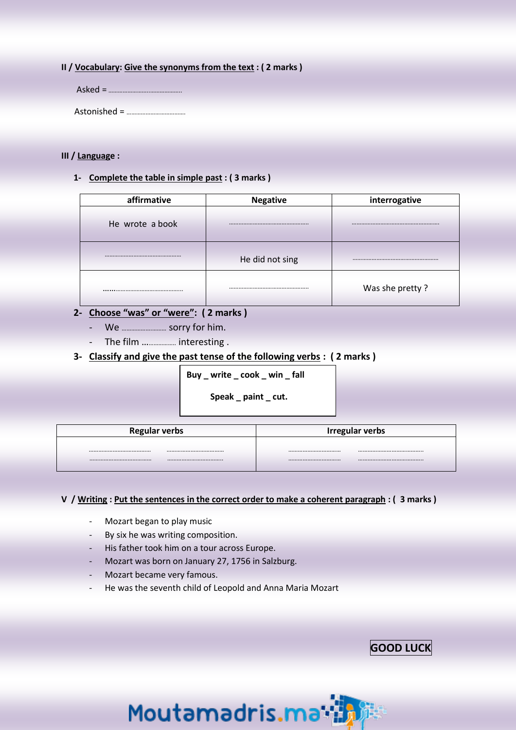**II / Vocabulary: Give the synonyms from the text : ( 2 marks )**

Asked = ……………………………………

Astonished = ………………………………

**III / Language :**

1- **Complete the table in simple past : ( 3 marks )**

| affirmative | Negative | interrogative |
|---|---|---|
| He wrote a book | ………………………………………… | …………………………………………… |
| ……………………………………… | He did not sing | …………………………………………… |
| ……………………………………… | ………………………………………… | Was she pretty ? |

2- **Choose "was" or "were": ( 2 marks )**

- We ……………………. sorry for him.
- The film ……………. interesting .

3- **Classify and give the past tense of the following verbs : ( 2 marks )**

**Buy _ write _ cook _ win _ fall**

**Speak _ paint _ cut.**

| Regular verbs | Irregular verbs |
|---|---|
| ……………………… ……………………… ……………………… ……………………… | ……………………… ……………………… ……………………… ……………………… |

**V / Writing : Put the sentences in the correct order to make a coherent paragraph : ( 3 marks )**

- Mozart began to play music
- By six he was writing composition.
- His father took him on a tour across Europe.
- Mozart was born on January 27, 1756 in Salzburg.
- Mozart became very famous.
- He was the seventh child of Leopold and Anna Maria Mozart

**GOOD LUCK**